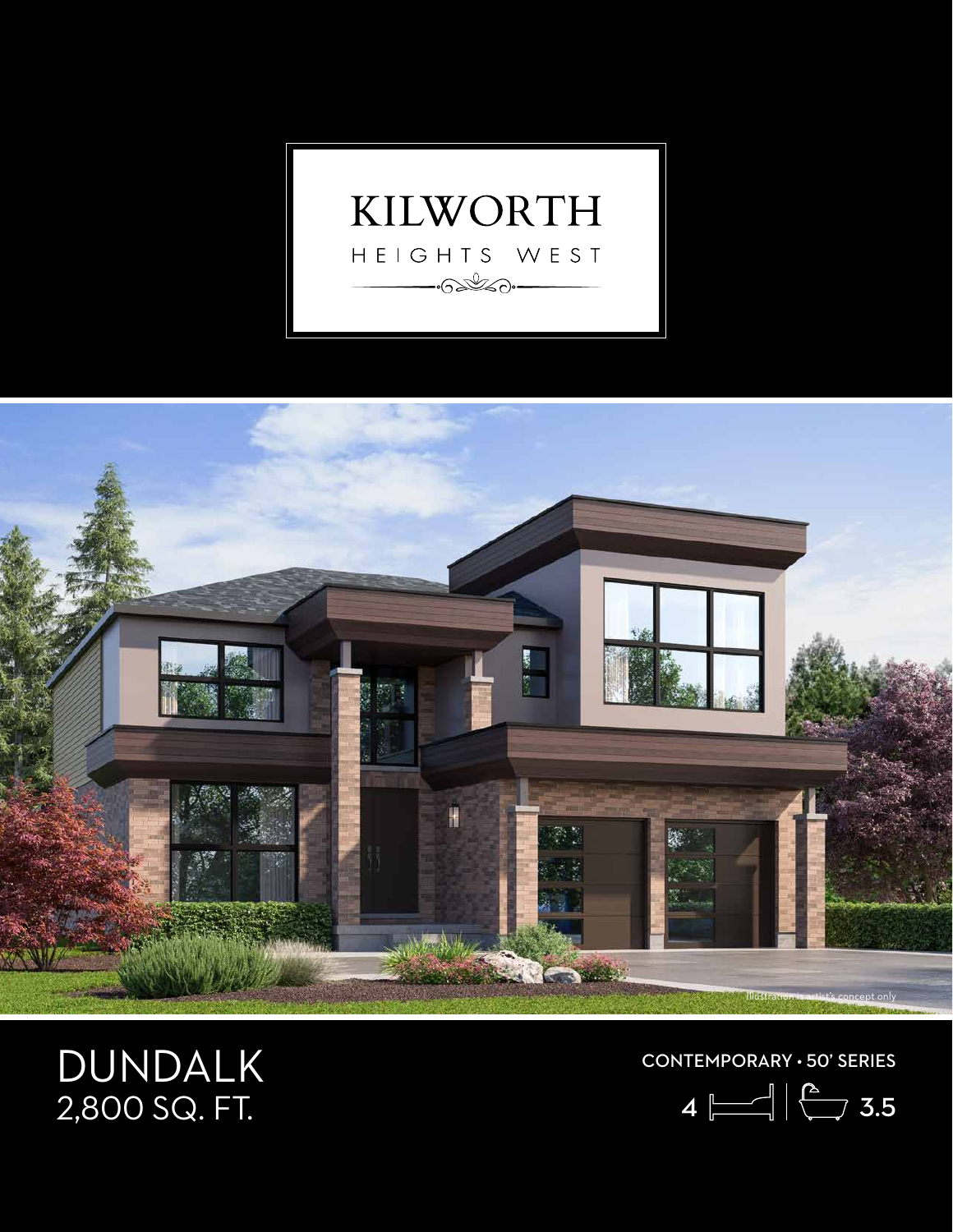# KILWORTH

HEIGHTS WEST

Illustration is artist's concept only

## DUNDALK
2,800 SQ. FT.

CONTEMPORARY • 50' SERIES

4 | 3.5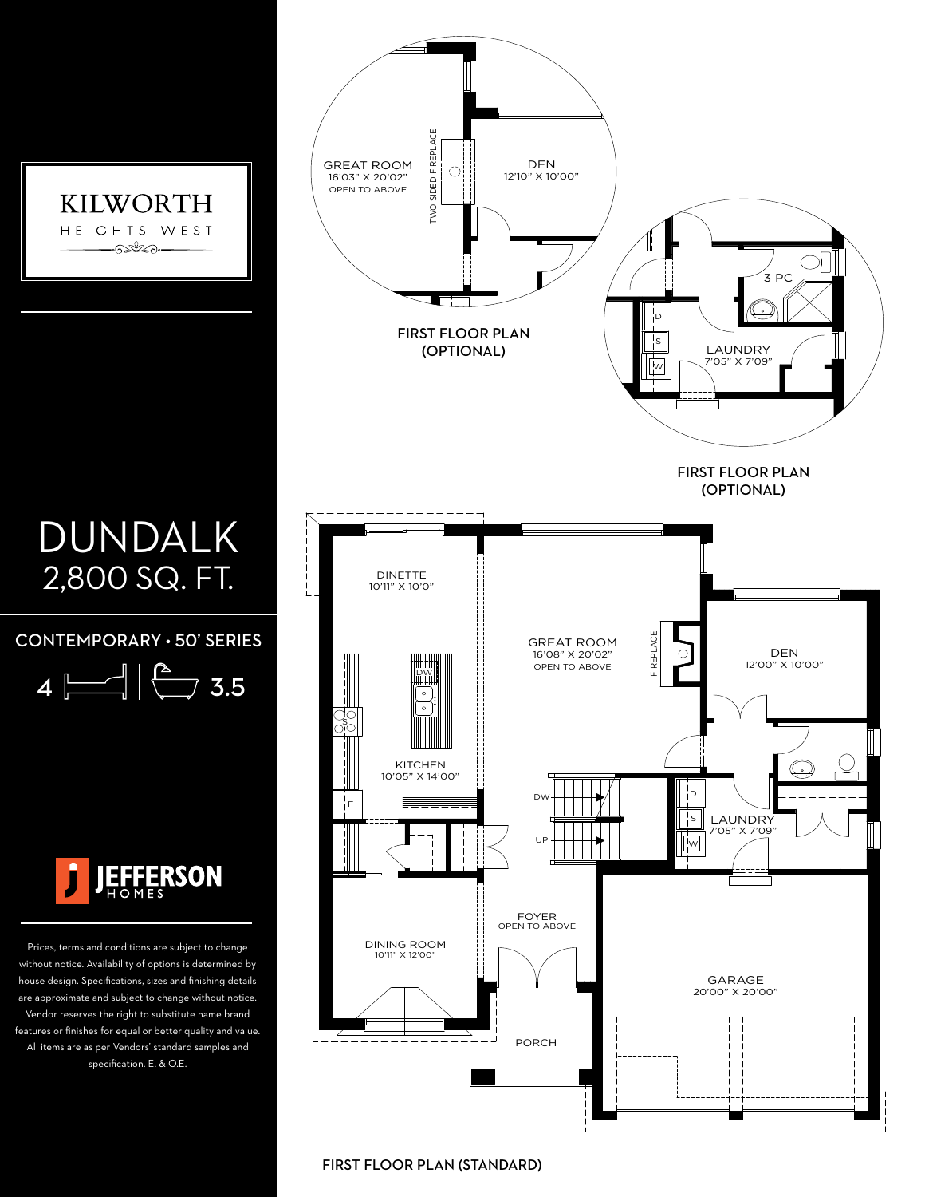# KILWORTH
HEIGHTS WEST

# DUNDALK
## 2,800 SQ. FT.

### CONTEMPORARY • 50' SERIES

4 | 3.5

JEFFERSON HOMES

Prices, terms and conditions are subject to change without notice. Availability of options is determined by house design. Specifications, sizes and finishing details are approximate and subject to change without notice. Vendor reserves the right to substitute name brand features or finishes for equal or better quality and value. All items are as per Vendors' standard samples and specification. E. & O.E.

GREAT ROOM
16'03" X 20'02"
OPEN TO ABOVE

TWO SIDED FIREPLACE

DEN
12'10" X 10'00"

FIRST FLOOR PLAN (OPTIONAL)

3 PC

D

S

W

LAUNDRY
7'05" X 7'09"

FIRST FLOOR PLAN (OPTIONAL)

DINETTE
10'11" X 10'0"

GREAT ROOM
16'08" X 20'02"
OPEN TO ABOVE

FIREPLACE

DEN
12'00" X 10'00"

DW

KITCHEN
10'05" X 14'00"

F

DW

UP

D

S

W

LAUNDRY
7'05" X 7'09"

FOYER
OPEN TO ABOVE

DINING ROOM
10'11" X 12'00"

GARAGE
20'00" X 20'00"

PORCH

FIRST FLOOR PLAN (STANDARD)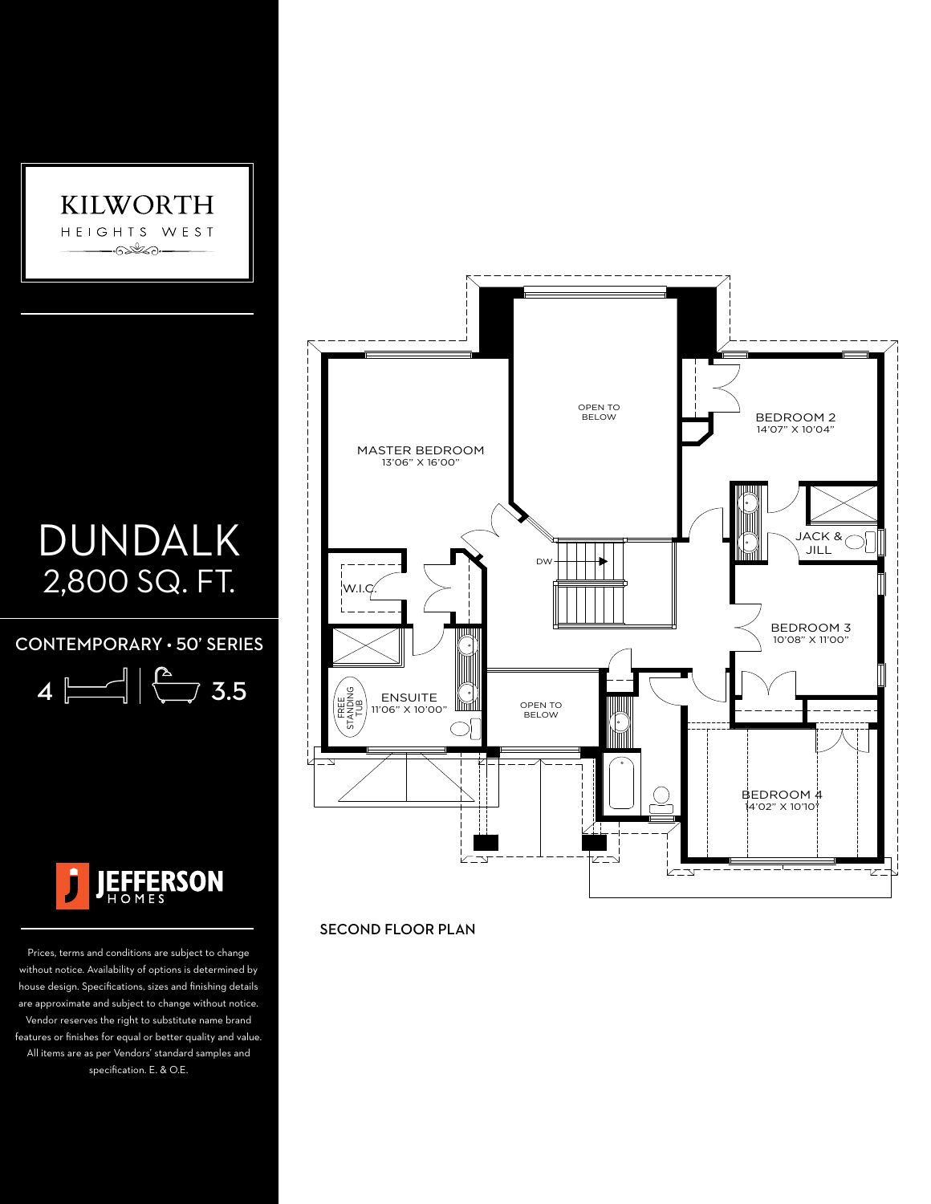# KILWORTH

HEIGHTS WEST

# DUNDALK

## 2,800 SQ. FT.

### CONTEMPORARY • 50' SERIES

4 | 3.5

JEFFERSON HOMES

Prices, terms and conditions are subject to change without notice. Availability of options is determined by house design. Specifications, sizes and finishing details are approximate and subject to change without notice. Vendor reserves the right to substitute name brand features or finishes for equal or better quality and value. All items are as per Vendors' standard samples and specification. E. & O.E.

OPEN TO BELOW

MASTER BEDROOM
13'06" X 16'00"

BEDROOM 2
14'07" X 10'04"

JACK & JILL

DW

W.I.C.

BEDROOM 3
10'08" X 11'00"

FREE STANDING TUB

ENSUITE
11'06" X 10'00"

OPEN TO BELOW

BEDROOM 4
14'02" X 10'10"

SECOND FLOOR PLAN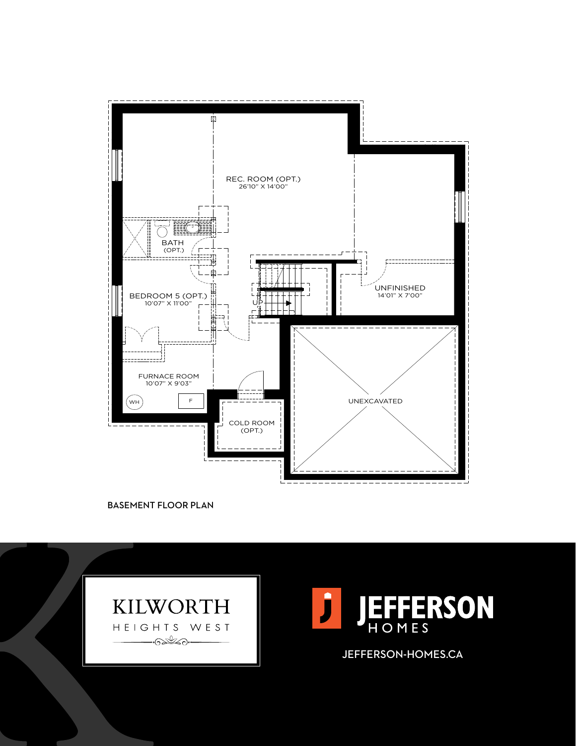REC. ROOM (OPT.)
26'10" X 14'00"

BATH
(OPT.)

BEDROOM 5 (OPT.)
10'07" X 11'00"

UP

UNFINISHED
14'01" X 7'00"

FURNACE ROOM
10'07" X 9'03"

WH

F

COLD ROOM
(OPT.)

UNEXCAVATED

BASEMENT FLOOR PLAN

KILWORTH
HEIGHTS WEST

JEFFERSON
HOMES

JEFFERSON-HOMES.CA